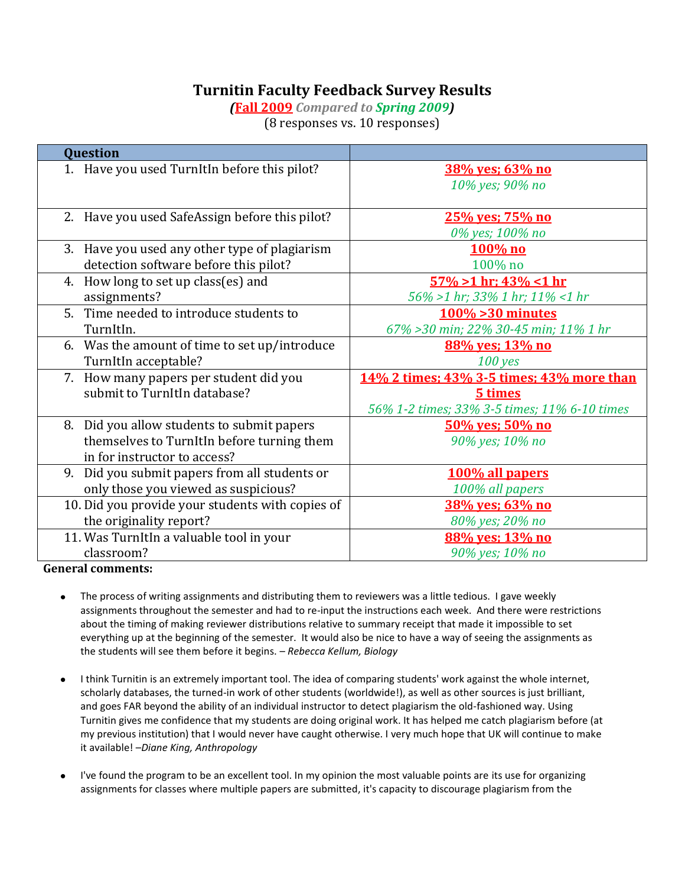# Turnitin Faculty Feedback Survey Results

*(**Fall 2009** Compared to Spring 2009)*

(8 responses vs. 10 responses)

| Question | |
|---|---|
| 1. Have you used TurnItIn before this pilot? | **38% yes; 63% no**<br>*10% yes; 90% no* |
| 2. Have you used SafeAssign before this pilot? | **25% yes; 75% no**<br>*0% yes; 100% no* |
| 3. Have you used any other type of plagiarism detection software before this pilot? | **100% no**<br>100% no |
| 4. How long to set up class(es) and assignments? | **57% >1 hr; 43% <1 hr**<br>*56% >1 hr; 33% 1 hr; 11% <1 hr* |
| 5. Time needed to introduce students to TurnItIn. | **100% >30 minutes**<br>*67% >30 min; 22% 30-45 min; 11% 1 hr* |
| 6. Was the amount of time to set up/introduce TurnItIn acceptable? | **88% yes; 13% no**<br>*100 yes* |
| 7. How many papers per student did you submit to TurnItIn database? | **14% 2 times; 43% 3-5 times; 43% more than 5 times**<br>*56% 1-2 times; 33% 3-5 times; 11% 6-10 times* |
| 8. Did you allow students to submit papers themselves to TurnItIn before turning them in for instructor to access? | **50% yes; 50% no**<br>*90% yes; 10% no* |
| 9. Did you submit papers from all students or only those you viewed as suspicious? | **100% all papers**<br>*100% all papers* |
| 10. Did you provide your students with copies of the originality report? | **38% yes; 63% no**<br>*80% yes; 20% no* |
| 11. Was TurnItIn a valuable tool in your classroom? | **88% yes; 13% no**<br>*90% yes; 10% no* |

**General comments:**

- The process of writing assignments and distributing them to reviewers was a little tedious. I gave weekly assignments throughout the semester and had to re-input the instructions each week. And there were restrictions about the timing of making reviewer distributions relative to summary receipt that made it impossible to set everything up at the beginning of the semester. It would also be nice to have a way of seeing the assignments as the students will see them before it begins. – *Rebecca Kellum, Biology*

- I think Turnitin is an extremely important tool. The idea of comparing students' work against the whole internet, scholarly databases, the turned-in work of other students (worldwide!), as well as other sources is just brilliant, and goes FAR beyond the ability of an individual instructor to detect plagiarism the old-fashioned way. Using Turnitin gives me confidence that my students are doing original work. It has helped me catch plagiarism before (at my previous institution) that I would never have caught otherwise. I very much hope that UK will continue to make it available! –*Diane King, Anthropology*

- I've found the program to be an excellent tool. In my opinion the most valuable points are its use for organizing assignments for classes where multiple papers are submitted, it's capacity to discourage plagiarism from the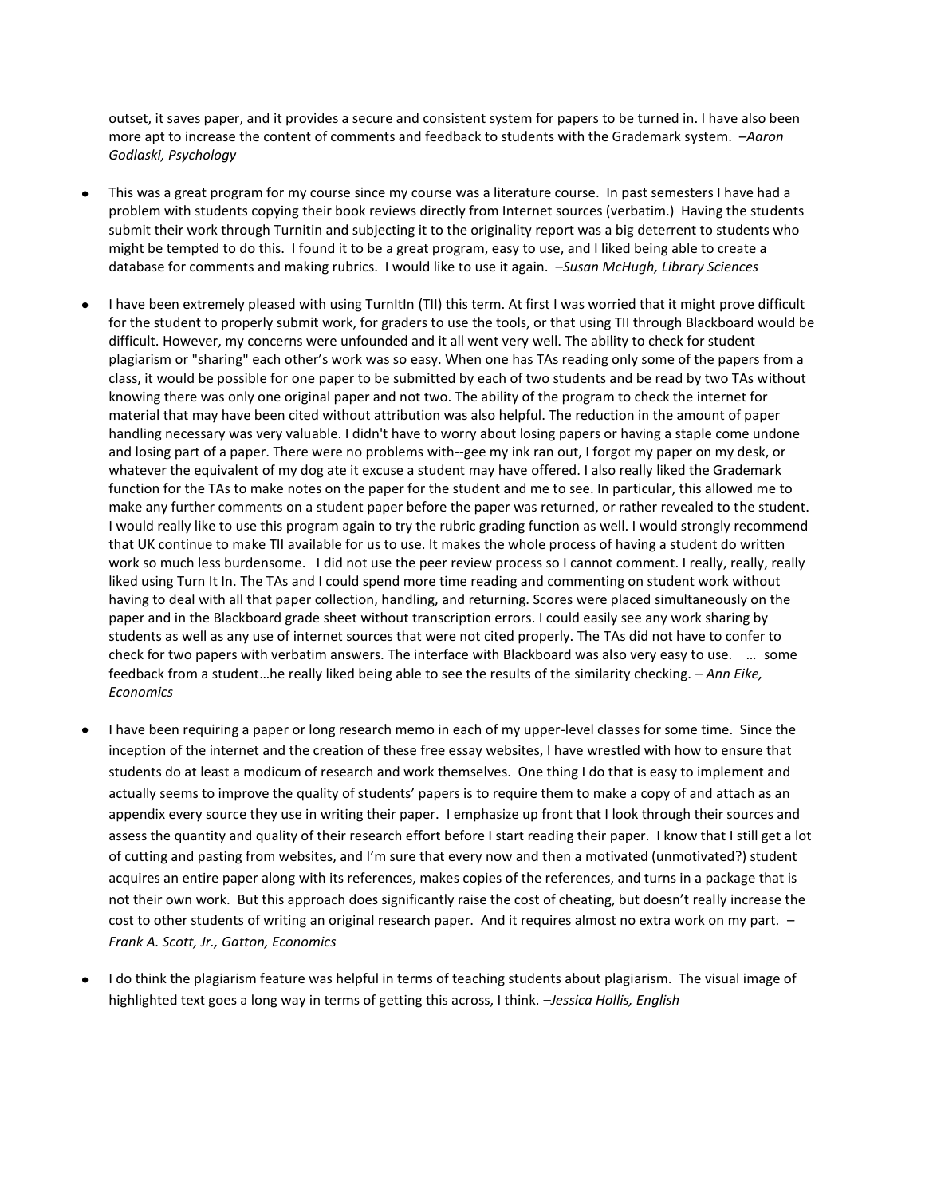outset, it saves paper, and it provides a secure and consistent system for papers to be turned in. I have also been more apt to increase the content of comments and feedback to students with the Grademark system. *–Aaron Godlaski, Psychology*

- This was a great program for my course since my course was a literature course. In past semesters I have had a problem with students copying their book reviews directly from Internet sources (verbatim.) Having the students submit their work through Turnitin and subjecting it to the originality report was a big deterrent to students who might be tempted to do this. I found it to be a great program, easy to use, and I liked being able to create a database for comments and making rubrics. I would like to use it again. *–Susan McHugh, Library Sciences*

- I have been extremely pleased with using TurnItIn (TII) this term. At first I was worried that it might prove difficult for the student to properly submit work, for graders to use the tools, or that using TII through Blackboard would be difficult. However, my concerns were unfounded and it all went very well. The ability to check for student plagiarism or "sharing" each other's work was so easy. When one has TAs reading only some of the papers from a class, it would be possible for one paper to be submitted by each of two students and be read by two TAs without knowing there was only one original paper and not two. The ability of the program to check the internet for material that may have been cited without attribution was also helpful. The reduction in the amount of paper handling necessary was very valuable. I didn't have to worry about losing papers or having a staple come undone and losing part of a paper. There were no problems with--gee my ink ran out, I forgot my paper on my desk, or whatever the equivalent of my dog ate it excuse a student may have offered. I also really liked the Grademark function for the TAs to make notes on the paper for the student and me to see. In particular, this allowed me to make any further comments on a student paper before the paper was returned, or rather revealed to the student. I would really like to use this program again to try the rubric grading function as well. I would strongly recommend that UK continue to make TII available for us to use. It makes the whole process of having a student do written work so much less burdensome. I did not use the peer review process so I cannot comment. I really, really, really liked using Turn It In. The TAs and I could spend more time reading and commenting on student work without having to deal with all that paper collection, handling, and returning. Scores were placed simultaneously on the paper and in the Blackboard grade sheet without transcription errors. I could easily see any work sharing by students as well as any use of internet sources that were not cited properly. The TAs did not have to confer to check for two papers with verbatim answers. The interface with Blackboard was also very easy to use. … some feedback from a student…he really liked being able to see the results of the similarity checking. – *Ann Eike, Economics*

- I have been requiring a paper or long research memo in each of my upper-level classes for some time. Since the inception of the internet and the creation of these free essay websites, I have wrestled with how to ensure that students do at least a modicum of research and work themselves. One thing I do that is easy to implement and actually seems to improve the quality of students' papers is to require them to make a copy of and attach as an appendix every source they use in writing their paper. I emphasize up front that I look through their sources and assess the quantity and quality of their research effort before I start reading their paper. I know that I still get a lot of cutting and pasting from websites, and I'm sure that every now and then a motivated (unmotivated?) student acquires an entire paper along with its references, makes copies of the references, and turns in a package that is not their own work. But this approach does significantly raise the cost of cheating, but doesn't really increase the cost to other students of writing an original research paper. And it requires almost no extra work on my part. – *Frank A. Scott, Jr., Gatton, Economics*

- I do think the plagiarism feature was helpful in terms of teaching students about plagiarism. The visual image of highlighted text goes a long way in terms of getting this across, I think. *–Jessica Hollis, English*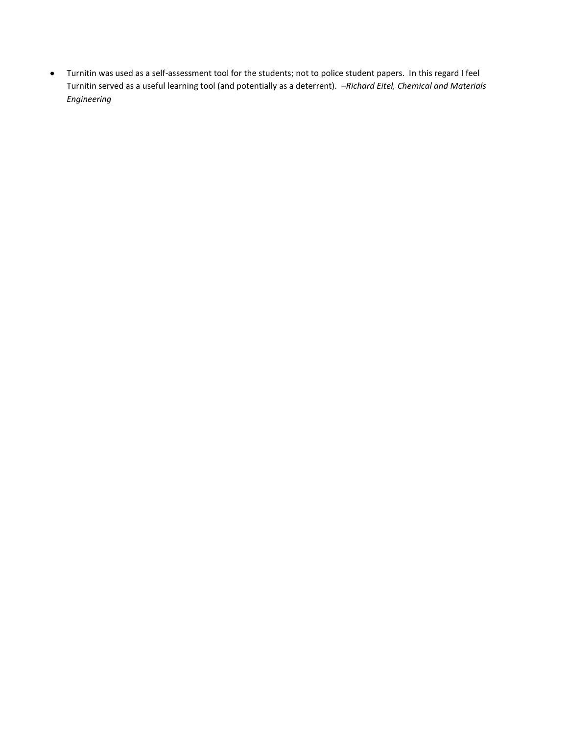- Turnitin was used as a self-assessment tool for the students; not to police student papers. In this regard I feel Turnitin served as a useful learning tool (and potentially as a deterrent). *–Richard Eitel, Chemical and Materials Engineering*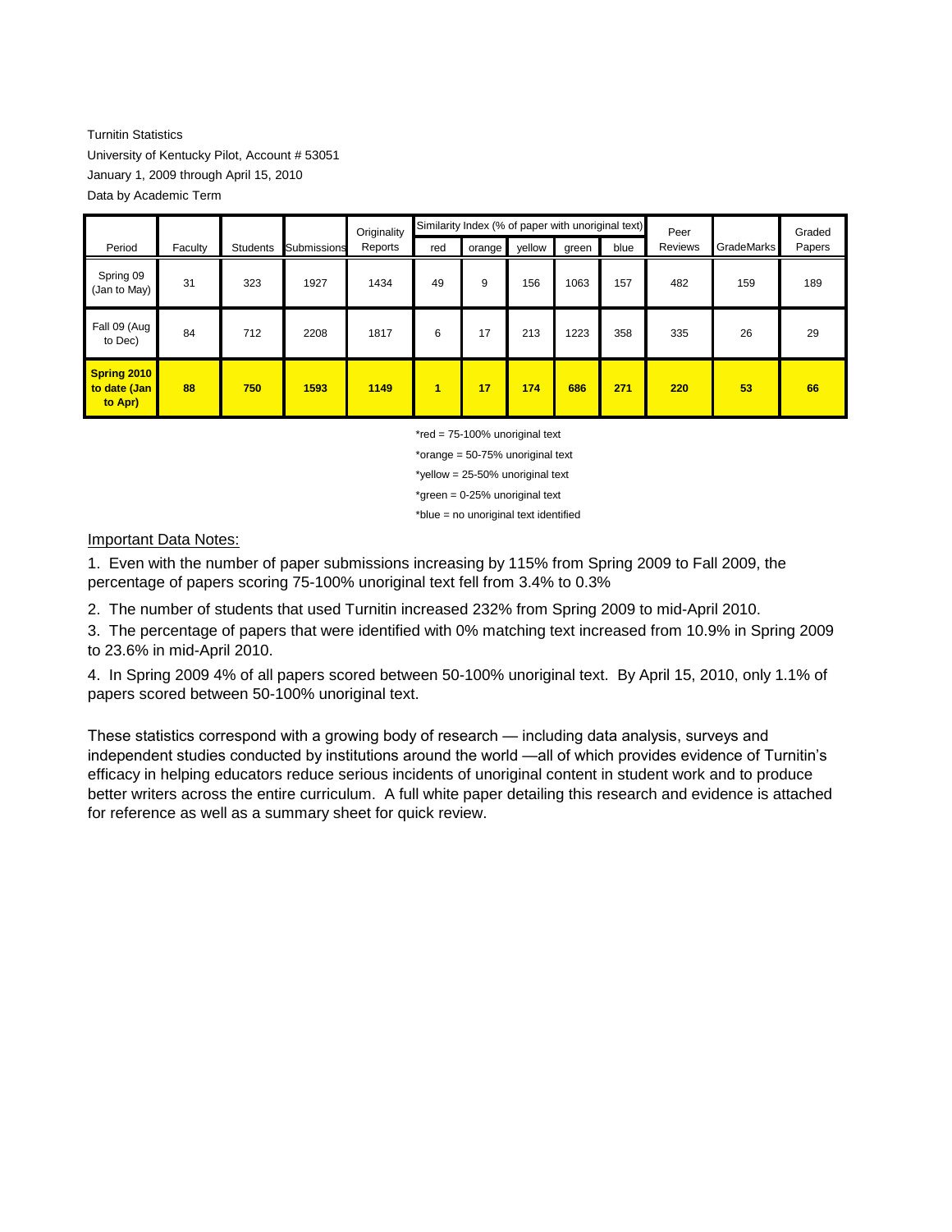Turnitin Statistics

University of Kentucky Pilot, Account # 53051

January 1, 2009 through April 15, 2010

Data by Academic Term

| Period | Faculty | Students | Submissions | Originality Reports | Similarity Index (% of paper with unoriginal text) | | | | | Peer Reviews | GradeMarks | Graded Papers |
|---|---|---|---|---|---|---|---|---|---|---|---|---|
| | | | | | red | orange | yellow | green | blue | | | |
| Spring 09 (Jan to May) | 31 | 323 | 1927 | 1434 | 49 | 9 | 156 | 1063 | 157 | 482 | 159 | 189 |
| Fall 09 (Aug to Dec) | 84 | 712 | 2208 | 1817 | 6 | 17 | 213 | 1223 | 358 | 335 | 26 | 29 |
| **Spring 2010 to date (Jan to Apr)** | **88** | **750** | **1593** | **1149** | **1** | **17** | **174** | **686** | **271** | **220** | **53** | **66** |

*red = 75-100% unoriginal text

*orange = 50-75% unoriginal text

*yellow = 25-50% unoriginal text

*green = 0-25% unoriginal text

*blue = no unoriginal text identified

Important Data Notes:

1. Even with the number of paper submissions increasing by 115% from Spring 2009 to Fall 2009, the percentage of papers scoring 75-100% unoriginal text fell from 3.4% to 0.3%

2. The number of students that used Turnitin increased 232% from Spring 2009 to mid-April 2010.

3. The percentage of papers that were identified with 0% matching text increased from 10.9% in Spring 2009 to 23.6% in mid-April 2010.

4. In Spring 2009 4% of all papers scored between 50-100% unoriginal text. By April 15, 2010, only 1.1% of papers scored between 50-100% unoriginal text.

These statistics correspond with a growing body of research — including data analysis, surveys and independent studies conducted by institutions around the world —all of which provides evidence of Turnitin's efficacy in helping educators reduce serious incidents of unoriginal content in student work and to produce better writers across the entire curriculum. A full white paper detailing this research and evidence is attached for reference as well as a summary sheet for quick review.